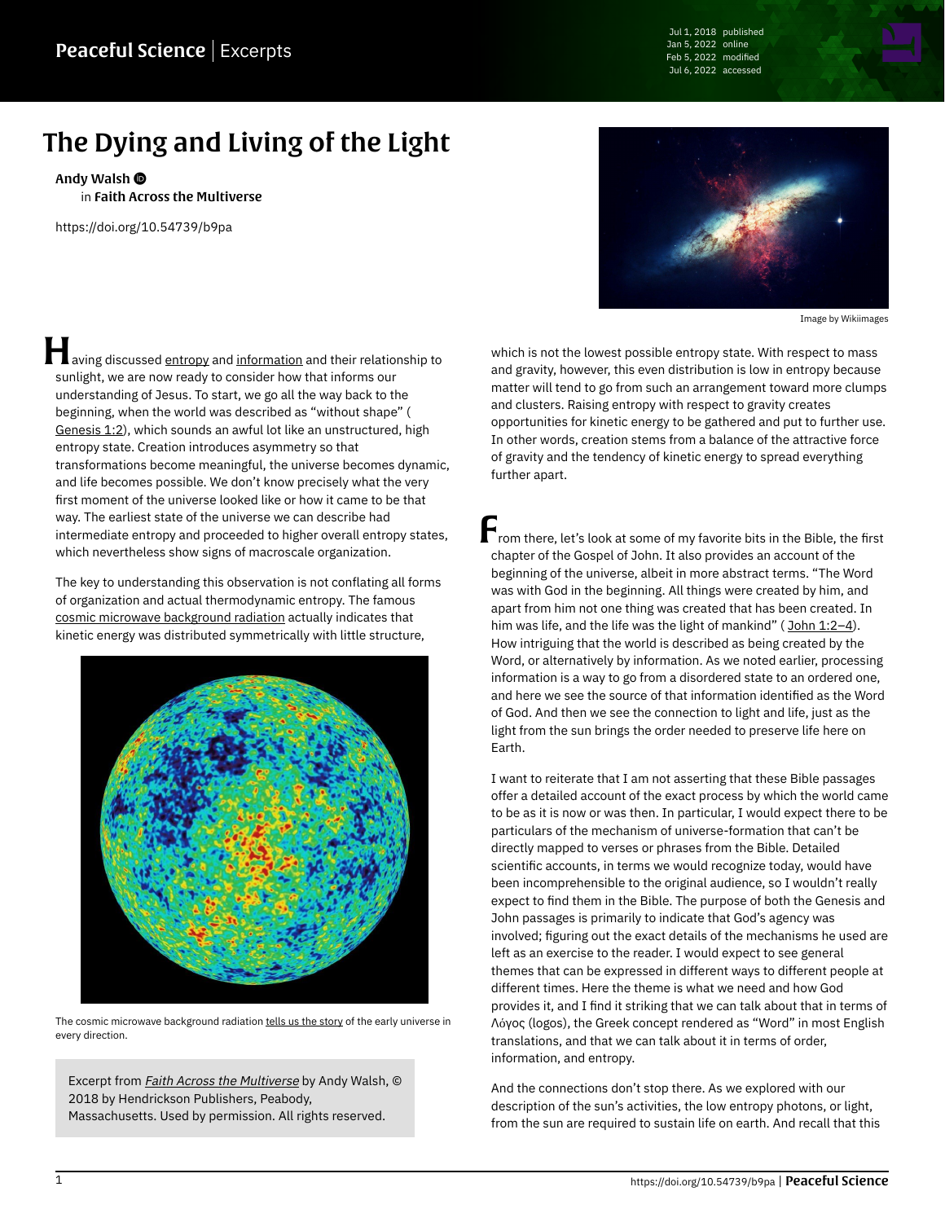# The Dying and Living of the Light

**Andy Walsh**
in **Faith Across the Multiverse**

https://doi.org/10.54739/b9pa

Image by Wikiimages

Having discussed entropy and information and their relationship to sunlight, we are now ready to consider how that informs our understanding of Jesus. To start, we go all the way back to the beginning, when the world was described as "without shape" ( Genesis 1:2), which sounds an awful lot like an unstructured, high entropy state. Creation introduces asymmetry so that transformations become meaningful, the universe becomes dynamic, and life becomes possible. We don't know precisely what the very first moment of the universe looked like or how it came to be that way. The earliest state of the universe we can describe had intermediate entropy and proceeded to higher overall entropy states, which nevertheless show signs of macroscale organization.

The key to understanding this observation is not conflating all forms of organization and actual thermodynamic entropy. The famous cosmic microwave background radiation actually indicates that kinetic energy was distributed symmetrically with little structure, which is not the lowest possible entropy state. With respect to mass and gravity, however, this even distribution is low in entropy because matter will tend to go from such an arrangement toward more clumps and clusters. Raising entropy with respect to gravity creates opportunities for kinetic energy to be gathered and put to further use. In other words, creation stems from a balance of the attractive force of gravity and the tendency of kinetic energy to spread everything further apart.

The cosmic microwave background radiation tells us the story of the early universe in every direction.

> Excerpt from *Faith Across the Multiverse* by Andy Walsh, © 2018 by Hendrickson Publishers, Peabody, Massachusetts. Used by permission. All rights reserved.

From there, let's look at some of my favorite bits in the Bible, the first chapter of the Gospel of John. It also provides an account of the beginning of the universe, albeit in more abstract terms. "The Word was with God in the beginning. All things were created by him, and apart from him not one thing was created that has been created. In him was life, and the life was the light of mankind" ( John 1:2–4). How intriguing that the world is described as being created by the Word, or alternatively by information. As we noted earlier, processing information is a way to go from a disordered state to an ordered one, and here we see the source of that information identified as the Word of God. And then we see the connection to light and life, just as the light from the sun brings the order needed to preserve life here on Earth.

I want to reiterate that I am not asserting that these Bible passages offer a detailed account of the exact process by which the world came to be as it is now or was then. In particular, I would expect there to be particulars of the mechanism of universe-formation that can't be directly mapped to verses or phrases from the Bible. Detailed scientific accounts, in terms we would recognize today, would have been incomprehensible to the original audience, so I wouldn't really expect to find them in the Bible. The purpose of both the Genesis and John passages is primarily to indicate that God's agency was involved; figuring out the exact details of the mechanisms he used are left as an exercise to the reader. I would expect to see general themes that can be expressed in different ways to different people at different times. Here the theme is what we need and how God provides it, and I find it striking that we can talk about that in terms of Λόγος (logos), the Greek concept rendered as "Word" in most English translations, and that we can talk about it in terms of order, information, and entropy.

And the connections don't stop there. As we explored with our description of the sun's activities, the low entropy photons, or light, from the sun are required to sustain life on earth. And recall that this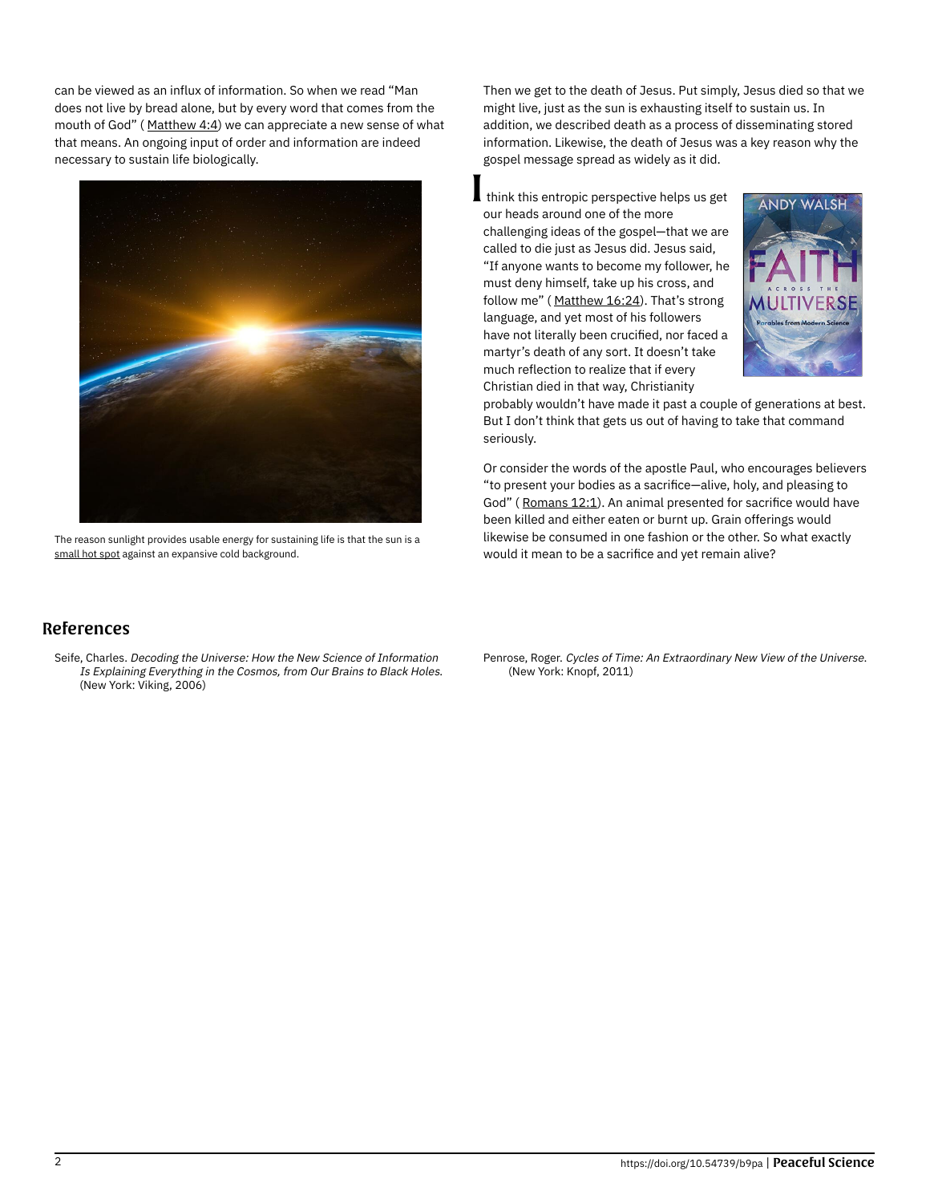can be viewed as an influx of information. So when we read "Man does not live by bread alone, but by every word that comes from the mouth of God" ( Matthew 4:4) we can appreciate a new sense of what that means. An ongoing input of order and information are indeed necessary to sustain life biologically.

The reason sunlight provides usable energy for sustaining life is that the sun is a small hot spot against an expansive cold background.

Then we get to the death of Jesus. Put simply, Jesus died so that we might live, just as the sun is exhausting itself to sustain us. In addition, we described death as a process of disseminating stored information. Likewise, the death of Jesus was a key reason why the gospel message spread as widely as it did.

I think this entropic perspective helps us get our heads around one of the more challenging ideas of the gospel—that we are called to die just as Jesus did. Jesus said, "If anyone wants to become my follower, he must deny himself, take up his cross, and follow me" ( Matthew 16:24). That's strong language, and yet most of his followers have not literally been crucified, nor faced a martyr's death of any sort. It doesn't take much reflection to realize that if every Christian died in that way, Christianity probably wouldn't have made it past a couple of generations at best. But I don't think that gets us out of having to take that command seriously.

Or consider the words of the apostle Paul, who encourages believers "to present your bodies as a sacrifice—alive, holy, and pleasing to God" ( Romans 12:1). An animal presented for sacrifice would have been killed and either eaten or burnt up. Grain offerings would likewise be consumed in one fashion or the other. So what exactly would it mean to be a sacrifice and yet remain alive?

## References

Seife, Charles. *Decoding the Universe: How the New Science of Information Is Explaining Everything in the Cosmos, from Our Brains to Black Holes*. (New York: Viking, 2006)

Penrose, Roger. *Cycles of Time: An Extraordinary New View of the Universe*. (New York: Knopf, 2011)